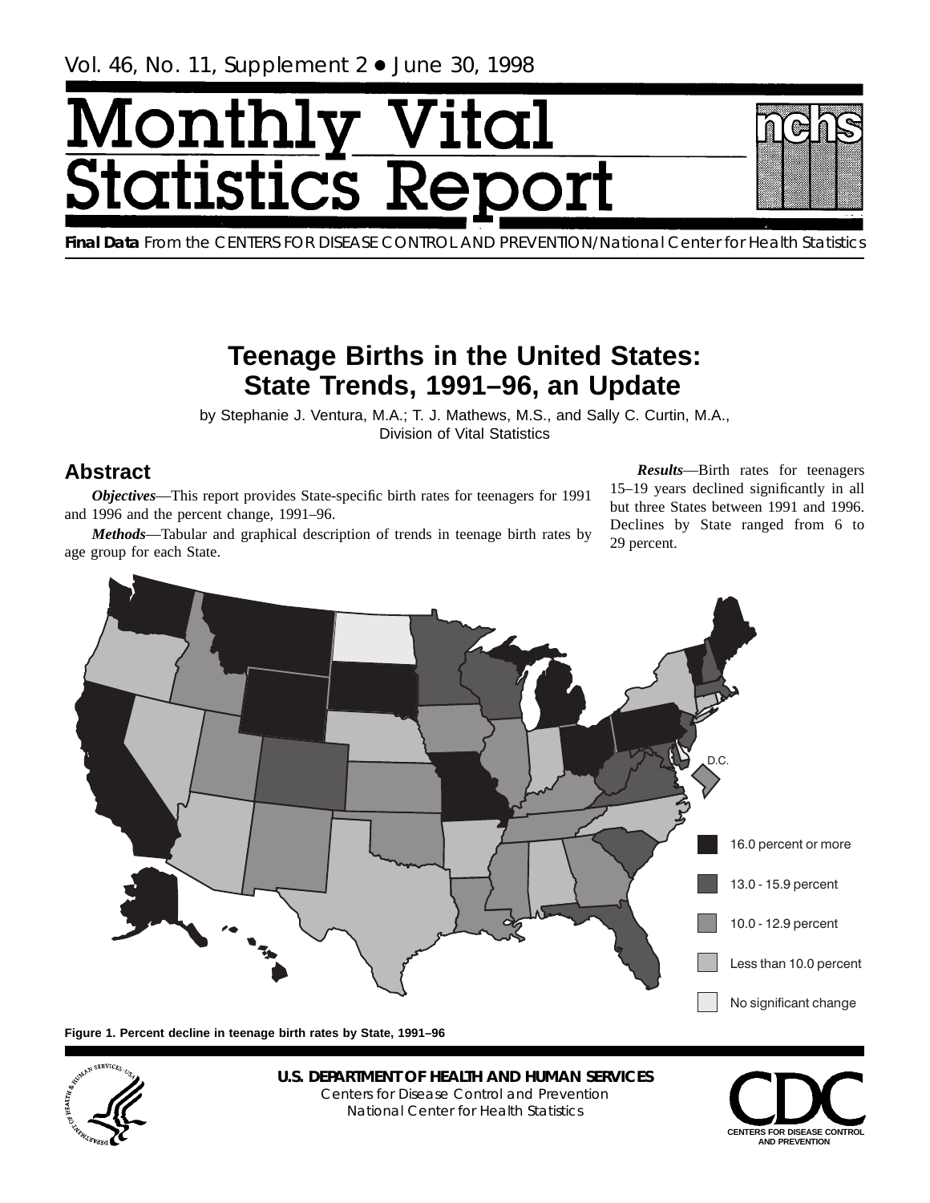Vol. 46, No. 11, Supplement 2 • June 30, 1998

# Monthly Vital Statistics Report

**Final Data** From the CENTERS FOR DISEASE CONTROL AND PREVENTION/National Center for Health Statistics

## Teenage Births in the United States: State Trends, 1991–96, an Update

by Stephanie J. Ventura, M.A.; T. J. Mathews, M.S., and Sally C. Curtin, M.A., Division of Vital Statistics

## Abstract

***Objectives***—This report provides State-specific birth rates for teenagers for 1991 and 1996 and the percent change, 1991–96.

***Methods***—Tabular and graphical description of trends in teenage birth rates by age group for each State.

***Results***—Birth rates for teenagers 15–19 years declined significantly in all but three States between 1991 and 1996. Declines by State ranged from 6 to 29 percent.

D.C.

16.0 percent or more

13.0 - 15.9 percent

10.0 - 12.9 percent

Less than 10.0 percent

No significant change

**Figure 1. Percent decline in teenage birth rates by State, 1991–96**

**U.S. DEPARTMENT OF HEALTH AND HUMAN SERVICES**
Centers for Disease Control and Prevention
National Center for Health Statistics

CDC
CENTERS FOR DISEASE CONTROL AND PREVENTION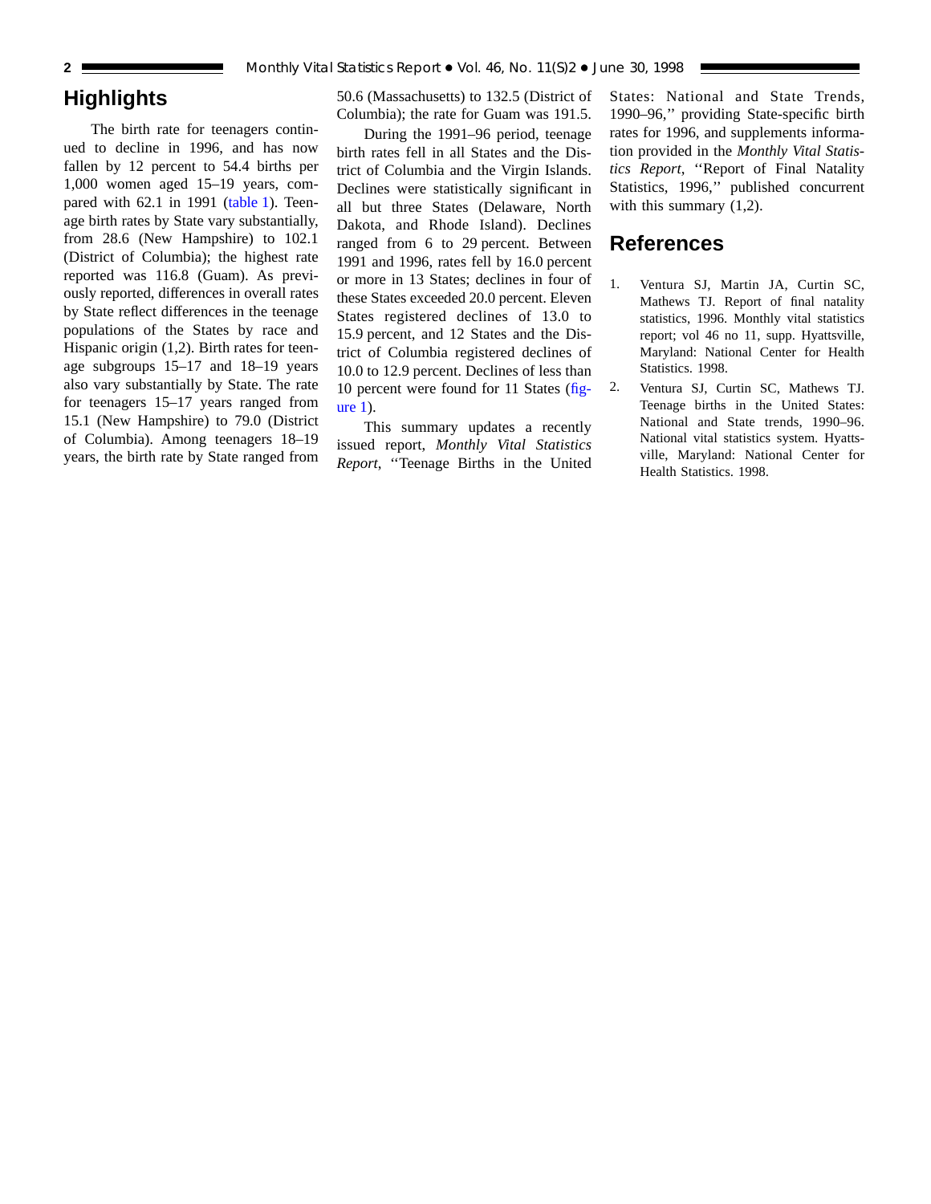## Highlights

The birth rate for teenagers continued to decline in 1996, and has now fallen by 12 percent to 54.4 births per 1,000 women aged 15–19 years, compared with 62.1 in 1991 (table 1). Teenage birth rates by State vary substantially, from 28.6 (New Hampshire) to 102.1 (District of Columbia); the highest rate reported was 116.8 (Guam). As previously reported, differences in overall rates by State reflect differences in the teenage populations of the States by race and Hispanic origin (1,2). Birth rates for teenage subgroups 15–17 and 18–19 years also vary substantially by State. The rate for teenagers 15–17 years ranged from 15.1 (New Hampshire) to 79.0 (District of Columbia). Among teenagers 18–19 years, the birth rate by State ranged from 50.6 (Massachusetts) to 132.5 (District of Columbia); the rate for Guam was 191.5.

During the 1991–96 period, teenage birth rates fell in all States and the District of Columbia and the Virgin Islands. Declines were statistically significant in all but three States (Delaware, North Dakota, and Rhode Island). Declines ranged from 6 to 29 percent. Between 1991 and 1996, rates fell by 16.0 percent or more in 13 States; declines in four of these States exceeded 20.0 percent. Eleven States registered declines of 13.0 to 15.9 percent, and 12 States and the District of Columbia registered declines of 10.0 to 12.9 percent. Declines of less than 10 percent were found for 11 States (figure 1).

This summary updates a recently issued report, *Monthly Vital Statistics Report*, ''Teenage Births in the United States: National and State Trends, 1990–96,'' providing State-specific birth rates for 1996, and supplements information provided in the *Monthly Vital Statistics Report*, ''Report of Final Natality Statistics, 1996,'' published concurrent with this summary (1,2).

## References

1. Ventura SJ, Martin JA, Curtin SC, Mathews TJ. Report of final natality statistics, 1996. Monthly vital statistics report; vol 46 no 11, supp. Hyattsville, Maryland: National Center for Health Statistics. 1998.
2. Ventura SJ, Curtin SC, Mathews TJ. Teenage births in the United States: National and State trends, 1990–96. National vital statistics system. Hyattsville, Maryland: National Center for Health Statistics. 1998.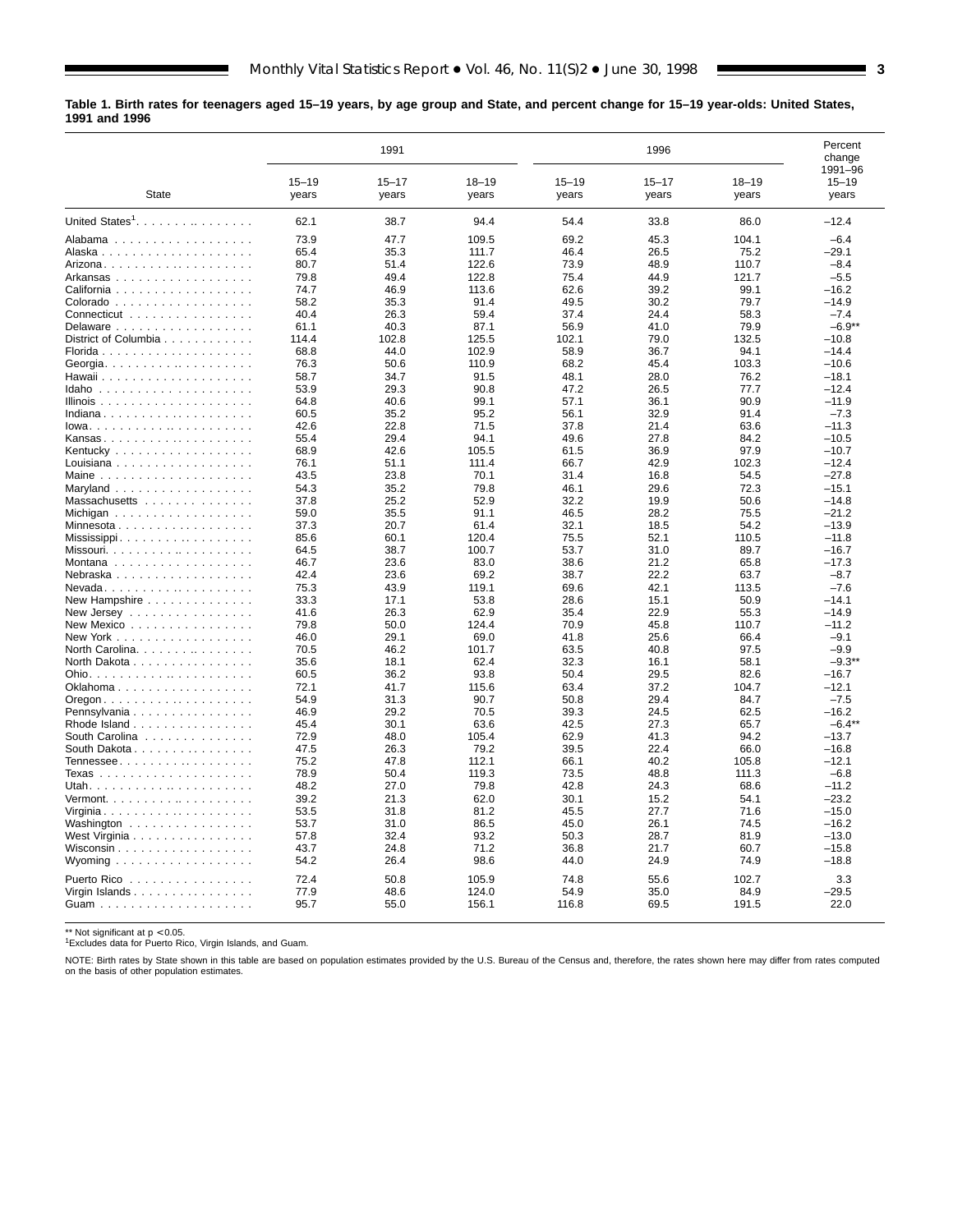**Table 1. Birth rates for teenagers aged 15–19 years, by age group and State, and percent change for 15–19 year-olds: United States, 1991 and 1996**

| State | 1991 | | | 1996 | | | Percent change 1991–96 |
|---|---|---|---|---|---|---|---|
| | 15–19 years | 15–17 years | 18–19 years | 15–19 years | 15–17 years | 18–19 years | 15–19 years |
| United States[1] | 62.1 | 38.7 | 94.4 | 54.4 | 33.8 | 86.0 | –12.4 |
| Alabama | 73.9 | 47.7 | 109.5 | 69.2 | 45.3 | 104.1 | –6.4 |
| Alaska | 65.4 | 35.3 | 111.7 | 46.4 | 26.5 | 75.2 | –29.1 |
| Arizona | 80.7 | 51.4 | 122.6 | 73.9 | 48.9 | 110.7 | –8.4 |
| Arkansas | 79.8 | 49.4 | 122.8 | 75.4 | 44.9 | 121.7 | –5.5 |
| California | 74.7 | 46.9 | 113.6 | 62.6 | 39.2 | 99.1 | –16.2 |
| Colorado | 58.2 | 35.3 | 91.4 | 49.5 | 30.2 | 79.7 | –14.9 |
| Connecticut | 40.4 | 26.3 | 59.4 | 37.4 | 24.4 | 58.3 | –7.4 |
| Delaware | 61.1 | 40.3 | 87.1 | 56.9 | 41.0 | 79.9 | –6.9** |
| District of Columbia | 114.4 | 102.8 | 125.5 | 102.1 | 79.0 | 132.5 | –10.8 |
| Florida | 68.8 | 44.0 | 102.9 | 58.9 | 36.7 | 94.1 | –14.4 |
| Georgia | 76.3 | 50.6 | 110.9 | 68.2 | 45.4 | 103.3 | –10.6 |
| Hawaii | 58.7 | 34.7 | 91.5 | 48.1 | 28.0 | 76.2 | –18.1 |
| Idaho | 53.9 | 29.3 | 90.8 | 47.2 | 26.5 | 77.7 | –12.4 |
| Illinois | 64.8 | 40.6 | 99.1 | 57.1 | 36.1 | 90.9 | –11.9 |
| Indiana | 60.5 | 35.2 | 95.2 | 56.1 | 32.9 | 91.4 | –7.3 |
| Iowa | 42.6 | 22.8 | 71.5 | 37.8 | 21.4 | 63.6 | –11.3 |
| Kansas | 55.4 | 29.4 | 94.1 | 49.6 | 27.8 | 84.2 | –10.5 |
| Kentucky | 68.9 | 42.6 | 105.5 | 61.5 | 36.9 | 97.9 | –10.7 |
| Louisiana | 76.1 | 51.1 | 111.4 | 66.7 | 42.9 | 102.3 | –12.4 |
| Maine | 43.5 | 23.8 | 70.1 | 31.4 | 16.8 | 54.5 | –27.8 |
| Maryland | 54.3 | 35.2 | 79.8 | 46.1 | 29.6 | 72.3 | –15.1 |
| Massachusetts | 37.8 | 25.2 | 52.9 | 32.2 | 19.9 | 50.6 | –14.8 |
| Michigan | 59.0 | 35.5 | 91.1 | 46.5 | 28.2 | 75.5 | –21.2 |
| Minnesota | 37.3 | 20.7 | 61.4 | 32.1 | 18.5 | 54.2 | –13.9 |
| Mississippi | 85.6 | 60.1 | 120.4 | 75.5 | 52.1 | 110.5 | –11.8 |
| Missouri | 64.5 | 38.7 | 100.7 | 53.7 | 31.0 | 89.7 | –16.7 |
| Montana | 46.7 | 23.6 | 83.0 | 38.6 | 21.2 | 65.8 | –17.3 |
| Nebraska | 42.4 | 23.6 | 69.2 | 38.7 | 22.2 | 63.7 | –8.7 |
| Nevada | 75.3 | 43.9 | 119.1 | 69.6 | 42.1 | 113.5 | –7.6 |
| New Hampshire | 33.3 | 17.1 | 53.8 | 28.6 | 15.1 | 50.9 | –14.1 |
| New Jersey | 41.6 | 26.3 | 62.9 | 35.4 | 22.9 | 55.3 | –14.9 |
| New Mexico | 79.8 | 50.0 | 124.4 | 70.9 | 45.8 | 110.7 | –11.2 |
| New York | 46.0 | 29.1 | 69.0 | 41.8 | 25.6 | 66.4 | –9.1 |
| North Carolina | 70.5 | 46.2 | 101.7 | 63.5 | 40.8 | 97.5 | –9.9 |
| North Dakota | 35.6 | 18.1 | 62.4 | 32.3 | 16.1 | 58.1 | –9.3** |
| Ohio | 60.5 | 36.2 | 93.8 | 50.4 | 29.5 | 82.6 | –16.7 |
| Oklahoma | 72.1 | 41.7 | 115.6 | 63.4 | 37.2 | 104.7 | –12.1 |
| Oregon | 54.9 | 31.3 | 90.7 | 50.8 | 29.4 | 84.7 | –7.5 |
| Pennsylvania | 46.9 | 29.2 | 70.5 | 39.3 | 24.5 | 62.5 | –16.2 |
| Rhode Island | 45.4 | 30.1 | 63.6 | 42.5 | 27.3 | 65.7 | –6.4** |
| South Carolina | 72.9 | 48.0 | 105.4 | 62.9 | 41.3 | 94.2 | –13.7 |
| South Dakota | 47.5 | 26.3 | 79.2 | 39.5 | 22.4 | 66.0 | –16.8 |
| Tennessee | 75.2 | 47.8 | 112.1 | 66.1 | 40.2 | 105.8 | –12.1 |
| Texas | 78.9 | 50.4 | 119.3 | 73.5 | 48.8 | 111.3 | –6.8 |
| Utah | 48.2 | 27.0 | 79.8 | 42.8 | 24.3 | 68.6 | –11.2 |
| Vermont | 39.2 | 21.3 | 62.0 | 30.1 | 15.2 | 54.1 | –23.2 |
| Virginia | 53.5 | 31.8 | 81.2 | 45.5 | 27.7 | 71.6 | –15.0 |
| Washington | 53.7 | 31.0 | 86.5 | 45.0 | 26.1 | 74.5 | –16.2 |
| West Virginia | 57.8 | 32.4 | 93.2 | 50.3 | 28.7 | 81.9 | –13.0 |
| Wisconsin | 43.7 | 24.8 | 71.2 | 36.8 | 21.7 | 60.7 | –15.8 |
| Wyoming | 54.2 | 26.4 | 98.6 | 44.0 | 24.9 | 74.9 | –18.8 |
| Puerto Rico | 72.4 | 50.8 | 105.9 | 74.8 | 55.6 | 102.7 | 3.3 |
| Virgin Islands | 77.9 | 48.6 | 124.0 | 54.9 | 35.0 | 84.9 | –29.5 |
| Guam | 95.7 | 55.0 | 156.1 | 116.8 | 69.5 | 191.5 | 22.0 |

** Not significant at $p < 0.05$.
[1]Excludes data for Puerto Rico, Virgin Islands, and Guam.

NOTE: Birth rates by State shown in this table are based on population estimates provided by the U.S. Bureau of the Census and, therefore, the rates shown here may differ from rates computed on the basis of other population estimates.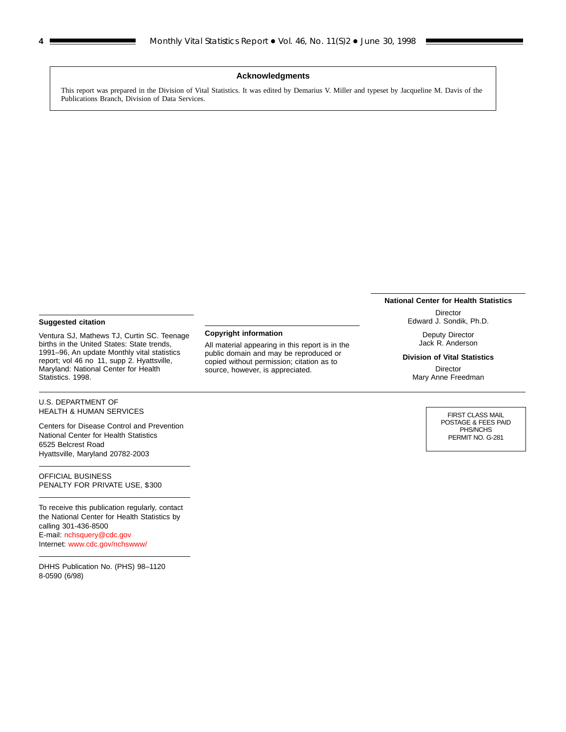## Acknowledgments

This report was prepared in the Division of Vital Statistics. It was edited by Demarius V. Miller and typeset by Jacqueline M. Davis of the Publications Branch, Division of Data Services.

**Suggested citation**

Ventura SJ, Mathews TJ, Curtin SC. Teenage births in the United States: State trends, 1991–96, An update Monthly vital statistics report; vol 46 no 11, supp 2. Hyattsville, Maryland: National Center for Health Statistics. 1998.

**Copyright information**

All material appearing in this report is in the public domain and may be reproduced or copied without permission; citation as to source, however, is appreciated.

**National Center for Health Statistics**

Director
Edward J. Sondik, Ph.D.

Deputy Director
Jack R. Anderson

**Division of Vital Statistics**

Director
Mary Anne Freedman

U.S. DEPARTMENT OF
HEALTH & HUMAN SERVICES

Centers for Disease Control and Prevention
National Center for Health Statistics
6525 Belcrest Road
Hyattsville, Maryland 20782-2003

OFFICIAL BUSINESS
PENALTY FOR PRIVATE USE, $300

To receive this publication regularly, contact the National Center for Health Statistics by calling 301-436-8500
E-mail: nchsquery@cdc.gov
Internet: www.cdc.gov/nchswww/

DHHS Publication No. (PHS) 98–1120
8-0590 (6/98)

FIRST CLASS MAIL
POSTAGE & FEES PAID
PHS/NCHS
PERMIT NO. G-281